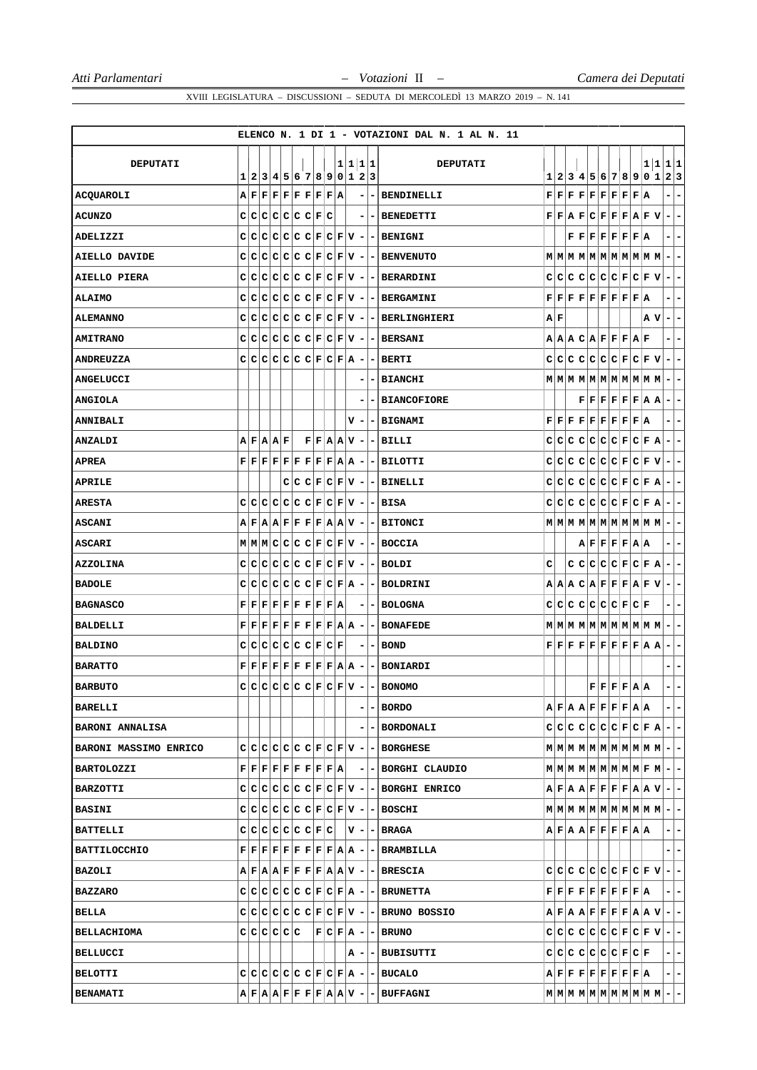ELENCO N. 1 DI 1 - VOTAZIONI DAL N. 1 AL N. 11

| DEPUTATI | 1 | 2 | 3 | 4 | 5 | 6 | 7 | 8 | 9 | 10 | 11 | 12 | 13 |
|---|---|---|---|---|---|---|---|---|---|---|---|---|---|
| ACQUAROLI | A | F | F | F | F | F | F | F | F | A | | - | - |
| ACUNZO | C | C | C | C | C | C | C | F | C | | | - | - |
| ADELIZZI | C | C | C | C | C | C | C | F | C | F | V | - | - |
| AIELLO DAVIDE | C | C | C | C | C | C | C | F | C | F | V | - | - |
| AIELLO PIERA | C | C | C | C | C | C | C | F | C | F | V | - | - |
| ALAIMO | C | C | C | C | C | C | C | F | C | F | V | - | - |
| ALEMANNO | C | C | C | C | C | C | C | F | C | F | V | - | - |
| AMITRANO | C | C | C | C | C | C | C | F | C | F | V | - | - |
| ANDREUZZA | C | C | C | C | C | C | C | F | C | F | A | - | - |
| ANGELUCCI | | | | | | | | | | | | - | - |
| ANGIOLA | | | | | | | | | | | | - | - |
| ANNIBALI | | | | | | | | | | | V | - | - |
| ANZALDI | A | F | A | A | F | | F | F | A | A | V | - | - |
| APREA | F | F | F | F | F | F | F | F | F | A | A | - | - |
| APRILE | | | | | C | C | C | F | C | F | V | - | - |
| ARESTA | C | C | C | C | C | C | C | F | C | F | V | - | - |
| ASCANI | A | F | A | A | F | F | F | F | A | A | V | - | - |
| ASCARI | M | M | M | C | C | C | C | F | C | F | V | - | - |
| AZZOLINA | C | C | C | C | C | C | C | F | C | F | V | - | - |
| BADOLE | C | C | C | C | C | C | C | F | C | F | A | - | - |
| BAGNASCO | F | F | F | F | F | F | F | F | F | A | | - | - |
| BALDELLI | F | F | F | F | F | F | F | F | F | A | A | - | - |
| BALDINO | C | C | C | C | C | C | C | F | C | F | | - | - |
| BARATTO | F | F | F | F | F | F | F | F | F | A | A | - | - |
| BARBUTO | C | C | C | C | C | C | C | F | C | F | V | - | - |
| BARELLI | | | | | | | | | | | | - | - |
| BARONI ANNALISA | | | | | | | | | | | | - | - |
| BARONI MASSIMO ENRICO | C | C | C | C | C | C | C | F | C | F | V | - | - |
| BARTOLOZZI | F | F | F | F | F | F | F | F | F | A | | - | - |
| BARZOTTI | C | C | C | C | C | C | C | F | C | F | V | - | - |
| BASINI | C | C | C | C | C | C | C | F | C | F | V | - | - |
| BATTELLI | C | C | C | C | C | C | C | F | C | | V | - | - |
| BATTILOCCHIO | F | F | F | F | F | F | F | F | F | A | A | - | - |
| BAZOLI | A | F | A | A | F | F | F | F | A | A | V | - | - |
| BAZZARO | C | C | C | C | C | C | C | F | C | F | A | - | - |
| BELLA | C | C | C | C | C | C | C | F | C | F | V | - | - |
| BELLACHIOMA | C | C | C | C | C | C | | F | C | F | A | - | - |
| BELLUCCI | | | | | | | | | | | A | - | - |
| BELOTTI | C | C | C | C | C | C | C | F | C | F | A | - | - |
| BENAMATI | A | F | A | A | F | F | F | F | A | A | V | - | - |
| BENDINELLI | F | F | F | F | F | F | F | F | F | A | | - | - |
| BENEDETTI | F | F | A | F | C | F | F | F | A | F | V | - | - |
| BENIGNI | | | F | F | F | F | F | F | F | A | | - | - |
| BENVENUTO | M | M | M | M | M | M | M | M | M | M | M | - | - |
| BERARDINI | C | C | C | C | C | C | C | F | C | F | V | - | - |
| BERGAMINI | F | F | F | F | F | F | F | F | F | A | | - | - |
| BERLINGHIERI | A | F | | | | | | | | A | V | - | - |
| BERSANI | A | A | A | C | A | F | F | F | A | F | | - | - |
| BERTI | C | C | C | C | C | C | C | F | C | F | V | - | - |
| BIANCHI | M | M | M | M | M | M | M | M | M | M | M | - | - |
| BIANCOFIORE | | | | | F | F | F | F | F | A | A | - | - |
| BIGNAMI | F | F | F | F | F | F | F | F | F | A | | - | - |
| BILLI | C | C | C | C | C | C | C | F | C | F | A | - | - |
| BILOTTI | C | C | C | C | C | C | C | F | C | F | V | - | - |
| BINELLI | C | C | C | C | C | C | C | F | C | F | A | - | - |
| BISA | C | C | C | C | C | C | C | F | C | F | A | - | - |
| BITONCI | M | M | M | M | M | M | M | M | M | M | M | - | - |
| BOCCIA | | | | A | F | F | F | F | A | A | | - | - |
| BOLDI | C | | C | C | C | C | C | F | C | F | A | - | - |
| BOLDRINI | A | A | A | C | A | F | F | F | A | F | V | - | - |
| BOLOGNA | C | C | C | C | C | C | C | F | C | F | | - | - |
| BONAFEDE | M | M | M | M | M | M | M | M | M | M | M | - | - |
| BOND | F | F | F | F | F | F | F | F | F | A | A | - | - |
| BONIARDI | | | | | | | | | | | | - | - |
| BONOMO | | | | | F | F | F | F | A | A | | - | - |
| BORDO | A | F | A | A | F | F | F | F | A | A | | - | - |
| BORDONALI | C | C | C | C | C | C | C | F | C | F | A | - | - |
| BORGHESE | M | M | M | M | M | M | M | M | M | M | M | - | - |
| BORGHI CLAUDIO | M | M | M | M | M | M | M | M | M | F | M | - | - |
| BORGHI ENRICO | A | F | A | A | F | F | F | F | A | A | V | - | - |
| BOSCHI | M | M | M | M | M | M | M | M | M | M | M | - | - |
| BRAGA | A | F | A | A | F | F | F | F | A | A | | - | - |
| BRAMBILLA | | | | | | | | | | | | - | - |
| BRESCIA | C | C | C | C | C | C | C | F | C | F | V | - | - |
| BRUNETTA | F | F | F | F | F | F | F | F | F | A | | - | - |
| BRUNO BOSSIO | A | F | A | A | F | F | F | F | A | A | V | - | - |
| BRUNO | C | C | C | C | C | C | C | F | C | F | V | - | - |
| BUBISUTTI | C | C | C | C | C | C | C | F | C | F | | - | - |
| BUCALO | A | F | F | F | F | F | F | F | F | A | | - | - |
| BUFFAGNI | M | M | M | M | M | M | M | M | M | M | M | - | - |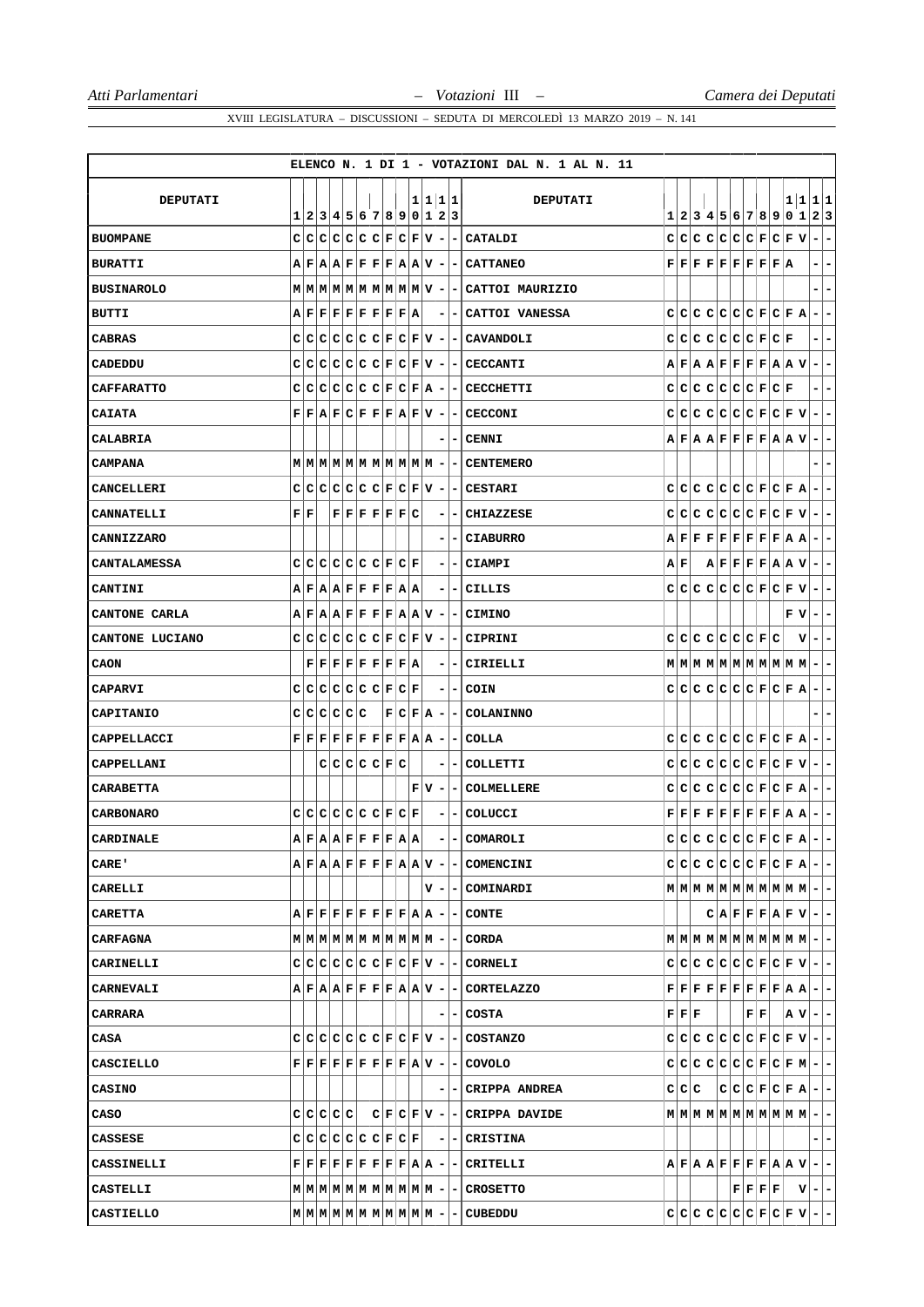ELENCO N. 1 DI 1 - VOTAZIONI DAL N. 1 AL N. 11

| DEPUTATI | 1 | 2 | 3 | 4 | 5 | 6 | 7 | 8 | 9 | 10 | 11 | 12 | 13 | DEPUTATI | 1 | 2 | 3 | 4 | 5 | 6 | 7 | 8 | 9 | 10 | 11 | 12 | 13 |
|---|---|---|---|---|---|---|---|---|---|---|---|---|---|---|---|---|---|---|---|---|---|---|---|---|---|---|---|
| BUOMPANE | C | C | C | C | C | C | C | F | C | F | V | - | - | CATALDI | C | C | C | C | C | C | C | F | C | F | V | - | - |
| BURATTI | A | F | A | A | F | F | F | F | A | A | V | - | - | CATTANEO | F | F | F | F | F | F | F | F | F | A | | - | - |
| BUSINAROLO | M | M | M | M | M | M | M | M | M | M | V | - | - | CATTOI MAURIZIO | | | | | | | | | | | | - | - |
| BUTTI | A | F | F | F | F | F | F | F | F | A | | - | - | CATTOI VANESSA | C | C | C | C | C | C | C | F | C | F | A | - | - |
| CABRAS | C | C | C | C | C | C | C | F | C | F | V | - | - | CAVANDOLI | C | C | C | C | C | C | C | F | C | F | | - | - |
| CADEDDU | C | C | C | C | C | C | C | F | C | F | V | - | - | CECCANTI | A | F | A | A | F | F | F | F | A | A | V | - | - |
| CAFFARATTO | C | C | C | C | C | C | C | F | C | F | A | - | - | CECCHETTI | C | C | C | C | C | C | C | F | C | F | | - | - |
| CAIATA | F | F | A | F | C | F | F | F | A | F | V | - | - | CECCONI | C | C | C | C | C | C | C | F | C | F | V | - | - |
| CALABRIA | | | | | | | | | | | | - | - | CENNI | A | F | A | A | F | F | F | F | A | A | V | - | - |
| CAMPANA | M | M | M | M | M | M | M | M | M | M | M | - | - | CENTEMERO | | | | | | | | | | | | - | - |
| CANCELLERI | C | C | C | C | C | C | C | F | C | F | V | - | - | CESTARI | C | C | C | C | C | C | C | F | C | F | A | - | - |
| CANNATELLI | F | F | | F | F | F | F | F | F | C | | - | - | CHIAZZESE | C | C | C | C | C | C | C | F | C | F | V | - | - |
| CANNIZZARO | | | | | | | | | | | | - | - | CIABURRO | A | F | F | F | F | F | F | F | F | A | A | - | - |
| CANTALAMESSA | C | C | C | C | C | C | C | F | C | F | | - | - | CIAMPI | A | F | | A | F | F | F | F | A | A | V | - | - |
| CANTINI | A | F | A | A | F | F | F | F | A | A | | - | - | CILLIS | C | C | C | C | C | C | C | F | C | F | V | - | - |
| CANTONE CARLA | A | F | A | A | F | F | F | F | A | A | V | - | - | CIMINO | | | | | | | | | | F | V | - | - |
| CANTONE LUCIANO | C | C | C | C | C | C | C | F | C | F | V | - | - | CIPRINI | C | C | C | C | C | C | C | F | C | | V | - | - |
| CAON | | F | F | F | F | F | F | F | F | A | | - | - | CIRIELLI | M | M | M | M | M | M | M | M | M | M | M | - | - |
| CAPARVI | C | C | C | C | C | C | C | F | C | F | | - | - | COIN | C | C | C | C | C | C | C | F | C | F | A | - | - |
| CAPITANIO | C | C | C | C | C | C | | F | C | F | A | - | - | COLANINNO | | | | | | | | | | | | - | - |
| CAPPELLACCI | F | F | F | F | F | F | F | F | F | A | A | - | - | COLLA | C | C | C | C | C | C | C | F | C | F | A | - | - |
| CAPPELLANI | | | C | C | C | C | C | F | C | | | - | - | COLLETTI | C | C | C | C | C | C | C | F | C | F | V | - | - |
| CARABETTA | | | | | | | | | | F | V | - | - | COLMELLERE | C | C | C | C | C | C | C | F | C | F | A | - | - |
| CARBONARO | C | C | C | C | C | C | C | F | C | F | | - | - | COLUCCI | F | F | F | F | F | F | F | F | F | A | A | - | - |
| CARDINALE | A | F | A | A | F | F | F | F | A | A | | - | - | COMAROLI | C | C | C | C | C | C | C | F | C | F | A | - | - |
| CARE' | A | F | A | A | F | F | F | F | A | A | V | - | - | COMENCINI | C | C | C | C | C | C | C | F | C | F | A | - | - |
| CARELLI | | | | | | | | | | | V | - | - | COMINARDI | M | M | M | M | M | M | M | M | M | M | M | - | - |
| CARETTA | A | F | F | F | F | F | F | F | F | A | A | - | - | CONTE | | | | C | A | F | F | F | A | F | V | - | - |
| CARFAGNA | M | M | M | M | M | M | M | M | M | M | M | - | - | CORDA | M | M | M | M | M | M | M | M | M | M | M | - | - |
| CARINELLI | C | C | C | C | C | C | C | F | C | F | V | - | - | CORNELI | C | C | C | C | C | C | C | F | C | F | V | - | - |
| CARNEVALI | A | F | A | A | F | F | F | F | A | A | V | - | - | CORTELAZZO | F | F | F | F | F | F | F | F | F | A | A | - | - |
| CARRARA | | | | | | | | | | | | - | - | COSTA | F | F | F | | | F | F | | | A | V | - | - |
| CASA | C | C | C | C | C | C | C | F | C | F | V | - | - | COSTANZO | C | C | C | C | C | C | C | F | C | F | V | - | - |
| CASCIELLO | F | F | F | F | F | F | F | F | F | A | V | - | - | COVOLO | C | C | C | C | C | C | C | F | C | F | M | - | - |
| CASINO | | | | | | | | | | | | - | - | CRIPPA ANDREA | C | C | C | | C | C | C | F | C | F | A | - | - |
| CASO | C | C | C | C | C | | C | F | C | F | V | - | - | CRIPPA DAVIDE | M | M | M | M | M | M | M | M | M | M | M | - | - |
| CASSESE | C | C | C | C | C | C | C | F | C | F | | - | - | CRISTINA | | | | | | | | | | | | - | - |
| CASSINELLI | F | F | F | F | F | F | F | F | F | A | A | - | - | CRITELLI | A | F | A | A | F | F | F | F | A | A | V | - | - |
| CASTELLI | M | M | M | M | M | M | M | M | M | M | M | - | - | CROSETTO | | | | | | F | F | F | F | | V | - | - |
| CASTIELLO | M | M | M | M | M | M | M | M | M | M | M | - | - | CUBEDDU | C | C | C | C | C | C | C | F | C | F | V | - | - |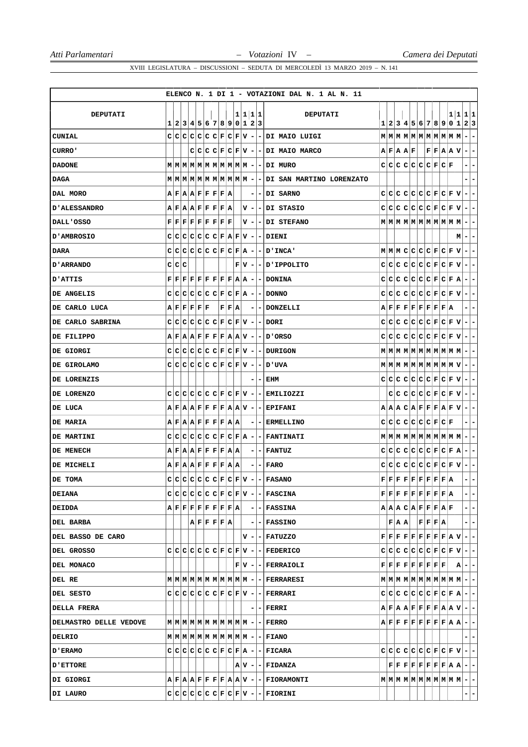## ELENCO N. 1 DI 1 - VOTAZIONI DAL N. 1 AL N. 11

| DEPUTATI | 1 | 2 | 3 | 4 | 5 | 6 | 7 | 8 | 9 | 10 | 11 | 12 | 13 |
|---|---|---|---|---|---|---|---|---|---|---|---|---|---|
| CUNIAL | C | C | C | C | C | C | C | F | C | F | V | - | - |
| CURRO' | | | | C | C | C | C | F | C | F | V | - | - |
| DADONE | M | M | M | M | M | M | M | M | M | M | M | - | - |
| DAGA | M | M | M | M | M | M | M | M | M | M | M | - | - |
| DAL MORO | A | F | A | A | F | F | F | F | A | | | - | - |
| D'ALESSANDRO | A | F | A | A | F | F | F | F | A | | V | - | - |
| DALL'OSSO | F | F | F | F | F | F | F | F | F | | V | - | - |
| D'AMBROSIO | C | C | C | C | C | C | C | F | A | F | V | - | - |
| DARA | C | C | C | C | C | C | C | F | C | F | A | - | - |
| D'ARRANDO | C | C | C | | | | | | | F | V | - | - |
| D'ATTIS | F | F | F | F | F | F | F | F | F | A | A | - | - |
| DE ANGELIS | C | C | C | C | C | C | C | F | C | F | A | - | - |
| DE CARLO LUCA | A | F | F | F | F | F | | F | F | A | | - | - |
| DE CARLO SABRINA | C | C | C | C | C | C | C | F | C | F | V | - | - |
| DE FILIPPO | A | F | A | A | F | F | F | F | A | A | V | - | - |
| DE GIORGI | C | C | C | C | C | C | C | F | C | F | V | - | - |
| DE GIROLAMO | C | C | C | C | C | C | C | F | C | F | V | - | - |
| DE LORENZIS | | | | | | | | | | | | - | - |
| DE LORENZO | C | C | C | C | C | C | C | F | C | F | V | - | - |
| DE LUCA | A | F | A | A | F | F | F | F | A | A | V | - | - |
| DE MARIA | A | F | A | A | F | F | F | F | A | A | | - | - |
| DE MARTINI | C | C | C | C | C | C | C | F | C | F | A | - | - |
| DE MENECH | A | F | A | A | F | F | F | F | A | A | | - | - |
| DE MICHELI | A | F | A | A | F | F | F | F | A | A | | - | - |
| DE TOMA | C | C | C | C | C | C | C | F | C | F | V | - | - |
| DEIANA | C | C | C | C | C | C | C | F | C | F | V | - | - |
| DEIDDA | A | F | F | F | F | F | F | F | F | A | | - | - |
| DEL BARBA | | | | A | F | F | F | F | A | | | - | - |
| DEL BASSO DE CARO | | | | | | | | | | | V | - | - |
| DEL GROSSO | C | C | C | C | C | C | C | F | C | F | V | - | - |
| DEL MONACO | | | | | | | | | | F | V | - | - |
| DEL RE | M | M | M | M | M | M | M | M | M | M | M | - | - |
| DEL SESTO | C | C | C | C | C | C | C | F | C | F | V | - | - |
| DELLA FRERA | | | | | | | | | | | | - | - |
| DELMASTRO DELLE VEDOVE | M | M | M | M | M | M | M | M | M | M | M | - | - |
| DELRIO | M | M | M | M | M | M | M | M | M | M | M | - | - |
| D'ERAMO | C | C | C | C | C | C | C | F | C | F | A | - | - |
| D'ETTORE | | | | | | | | | | A | V | - | - |
| DI GIORGI | A | F | A | A | F | F | F | F | A | A | V | - | - |
| DI LAURO | C | C | C | C | C | C | C | F | C | F | V | - | - |
| DI MAIO LUIGI | M | M | M | M | M | M | M | M | M | M | M | - | - |
| DI MAIO MARCO | A | F | A | A | F | | F | F | A | A | V | - | - |
| DI MURO | C | C | C | C | C | C | C | F | C | F | | - | - |
| DI SAN MARTINO LORENZATO | | | | | | | | | | | | - | - |
| DI SARNO | C | C | C | C | C | C | C | F | C | F | V | - | - |
| DI STASIO | C | C | C | C | C | C | C | F | C | F | V | - | - |
| DI STEFANO | M | M | M | M | M | M | M | M | M | M | M | - | - |
| DIENI | | | | | | | | | | | M | - | - |
| D'INCA' | M | M | M | C | C | C | C | F | C | F | V | - | - |
| D'IPPOLITO | C | C | C | C | C | C | C | F | C | F | V | - | - |
| DONINA | C | C | C | C | C | C | C | F | C | F | A | - | - |
| DONNO | C | C | C | C | C | C | C | F | C | F | V | - | - |
| DONZELLI | A | F | F | F | F | F | F | F | F | A | | - | - |
| DORI | C | C | C | C | C | C | C | F | C | F | V | - | - |
| D'ORSO | C | C | C | C | C | C | C | F | C | F | V | - | - |
| DURIGON | M | M | M | M | M | M | M | M | M | M | M | - | - |
| D'UVA | M | M | M | M | M | M | M | M | M | M | V | - | - |
| EHM | C | C | C | C | C | C | C | F | C | F | V | - | - |
| EMILIOZZI | | C | C | C | C | C | C | F | C | F | V | - | - |
| EPIFANI | A | A | A | C | A | F | F | F | A | F | V | - | - |
| ERMELLINO | C | C | C | C | C | C | C | F | C | F | | - | - |
| FANTINATI | M | M | M | M | M | M | M | M | M | M | M | - | - |
| FANTUZ | C | C | C | C | C | C | C | F | C | F | A | - | - |
| FARO | C | C | C | C | C | C | C | F | C | F | V | - | - |
| FASANO | F | F | F | F | F | F | F | F | F | A | | - | - |
| FASCINA | F | F | F | F | F | F | F | F | F | A | | - | - |
| FASSINA | A | A | A | C | A | F | F | F | A | F | | - | - |
| FASSINO | | F | A | A | | F | F | F | A | | | - | - |
| FATUZZO | F | F | F | F | F | F | F | F | F | A | V | - | - |
| FEDERICO | C | C | C | C | C | C | C | F | C | F | V | - | - |
| FERRAIOLI | F | F | F | F | F | F | F | F | F | | A | - | - |
| FERRARESI | M | M | M | M | M | M | M | M | M | M | M | - | - |
| FERRARI | C | C | C | C | C | C | C | F | C | F | A | - | - |
| FERRI | A | F | A | A | F | F | F | F | A | A | V | - | - |
| FERRO | A | F | F | F | F | F | F | F | F | A | A | - | - |
| FIANO | | | | | | | | | | | | - | - |
| FICARA | C | C | C | C | C | C | C | F | C | F | V | - | - |
| FIDANZA | | F | F | F | F | F | F | F | F | A | A | - | - |
| FIORAMONTI | M | M | M | M | M | M | M | M | M | M | M | - | - |
| FIORINI | | | | | | | | | | | | - | - |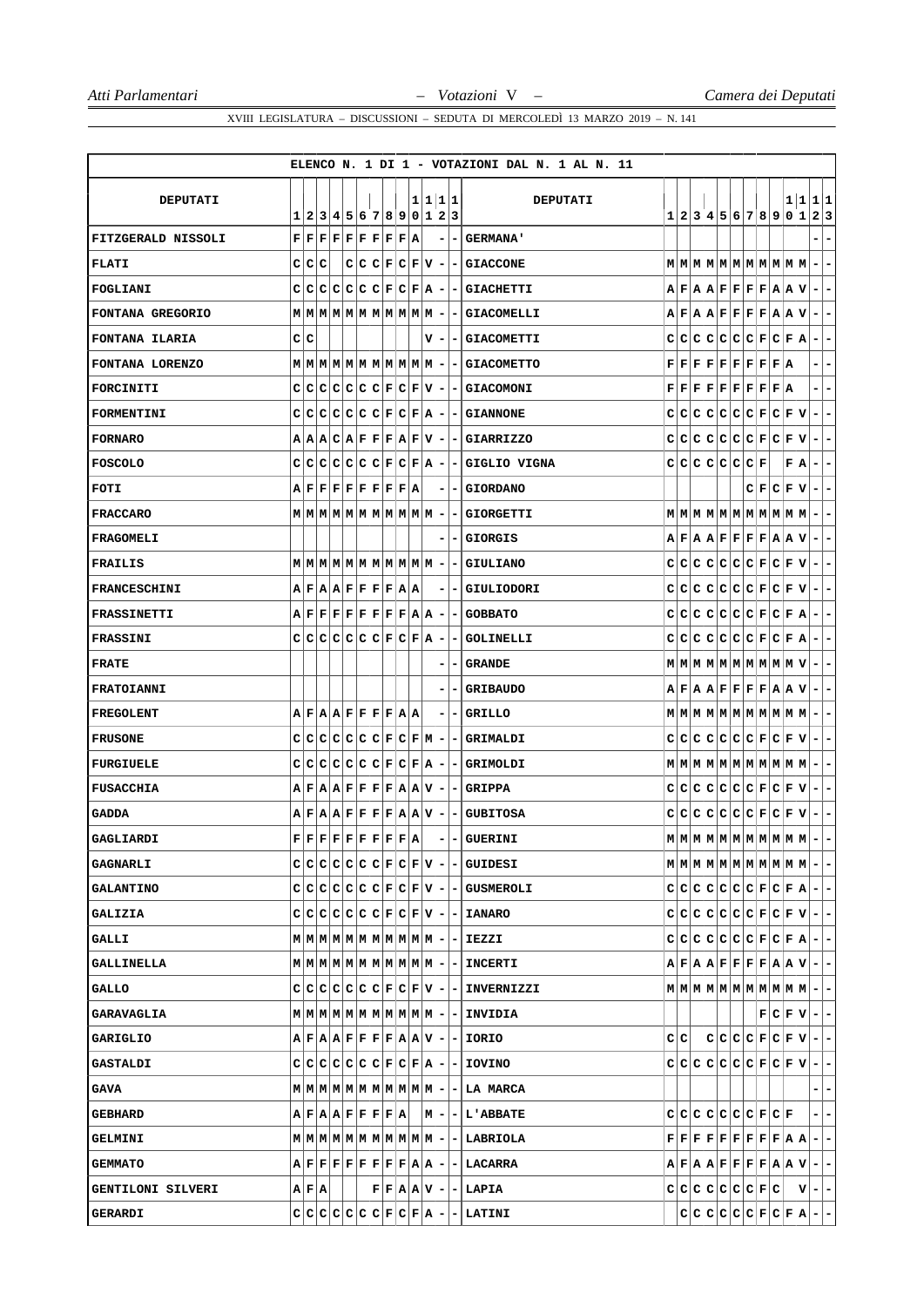**ELENCO N. 1 DI 1 - VOTAZIONI DAL N. 1 AL N. 11**

| DEPUTATI | 1 | 2 | 3 | 4 | 5 | 6 | 7 | 8 | 9 | 10 | 11 | 12 | 13 | DEPUTATI | 1 | 2 | 3 | 4 | 5 | 6 | 7 | 8 | 9 | 10 | 11 | 12 | 13 |
|---|---|---|---|---|---|---|---|---|---|---|---|---|---|---|---|---|---|---|---|---|---|---|---|---|---|---|---|
| FITZGERALD NISSOLI | F | F | F | F | F | F | F | F | F | A | | - | - | GERMANA' | | | | | | | | | | | | - | - |
| FLATI | C | C | C | | C | C | C | F | C | F | V | - | - | GIACCONE | M | M | M | M | M | M | M | M | M | M | M | - | - |
| FOGLIANI | C | C | C | C | C | C | C | F | C | F | A | - | - | GIACHETTI | A | F | A | A | F | F | F | F | A | A | V | - | - |
| FONTANA GREGORIO | M | M | M | M | M | M | M | M | M | M | M | - | - | GIACOMELLI | A | F | A | A | F | F | F | F | A | A | V | - | - |
| FONTANA ILARIA | C | C | | | | | | | | | V | - | - | GIACOMETTI | C | C | C | C | C | C | C | F | C | F | A | - | - |
| FONTANA LORENZO | M | M | M | M | M | M | M | M | M | M | M | - | - | GIACOMETTO | F | F | F | F | F | F | F | F | F | A | | - | - |
| FORCINITI | C | C | C | C | C | C | C | F | C | F | V | - | - | GIACOMONI | F | F | F | F | F | F | F | F | F | A | | - | - |
| FORMENTINI | C | C | C | C | C | C | C | F | C | F | A | - | - | GIANNONE | C | C | C | C | C | C | C | F | C | F | V | - | - |
| FORNARO | A | A | A | C | A | F | F | F | A | F | V | - | - | GIARRIZZO | C | C | C | C | C | C | C | F | C | F | V | - | - |
| FOSCOLO | C | C | C | C | C | C | C | F | C | F | A | - | - | GIGLIO VIGNA | C | C | C | C | C | C | C | F | | F | A | - | - |
| FOTI | A | F | F | F | F | F | F | F | F | A | | - | - | GIORDANO | | | | | | | C | F | C | F | V | - | - |
| FRACCARO | M | M | M | M | M | M | M | M | M | M | M | - | - | GIORGETTI | M | M | M | M | M | M | M | M | M | M | M | - | - |
| FRAGOMELI | | | | | | | | | | | | - | - | GIORGIS | A | F | A | A | F | F | F | F | A | A | V | - | - |
| FRAILIS | M | M | M | M | M | M | M | M | M | M | M | - | - | GIULIANO | C | C | C | C | C | C | C | F | C | F | V | - | - |
| FRANCESCHINI | A | F | A | A | F | F | F | F | A | A | | - | - | GIULIODORI | C | C | C | C | C | C | C | F | C | F | V | - | - |
| FRASSINETTI | A | F | F | F | F | F | F | F | F | A | A | - | - | GOBBATO | C | C | C | C | C | C | C | F | C | F | A | - | - |
| FRASSINI | C | C | C | C | C | C | C | F | C | F | A | - | - | GOLINELLI | C | C | C | C | C | C | C | F | C | F | A | - | - |
| FRATE | | | | | | | | | | | | - | - | GRANDE | M | M | M | M | M | M | M | M | M | M | V | - | - |
| FRATOIANNI | | | | | | | | | | | | - | - | GRIBAUDO | A | F | A | A | F | F | F | F | A | A | V | - | - |
| FREGOLENT | A | F | A | A | F | F | F | F | A | A | | - | - | GRILLO | M | M | M | M | M | M | M | M | M | M | M | - | - |
| FRUSONE | C | C | C | C | C | C | C | F | C | F | M | - | - | GRIMALDI | C | C | C | C | C | C | C | F | C | F | V | - | - |
| FURGIUELE | C | C | C | C | C | C | C | F | C | F | A | - | - | GRIMOLDI | M | M | M | M | M | M | M | M | M | M | M | - | - |
| FUSACCHIA | A | F | A | A | F | F | F | F | A | A | V | - | - | GRIPPA | C | C | C | C | C | C | C | F | C | F | V | - | - |
| GADDA | A | F | A | A | F | F | F | F | A | A | V | - | - | GUBITOSA | C | C | C | C | C | C | C | F | C | F | V | - | - |
| GAGLIARDI | F | F | F | F | F | F | F | F | F | A | | - | - | GUERINI | M | M | M | M | M | M | M | M | M | M | M | - | - |
| GAGNARLI | C | C | C | C | C | C | C | F | C | F | V | - | - | GUIDESI | M | M | M | M | M | M | M | M | M | M | M | - | - |
| GALANTINO | C | C | C | C | C | C | C | F | C | F | V | - | - | GUSMEROLI | C | C | C | C | C | C | C | F | C | F | A | - | - |
| GALIZIA | C | C | C | C | C | C | C | F | C | F | V | - | - | IANARO | C | C | C | C | C | C | C | F | C | F | V | - | - |
| GALLI | M | M | M | M | M | M | M | M | M | M | M | - | - | IEZZI | C | C | C | C | C | C | C | F | C | F | A | - | - |
| GALLINELLA | M | M | M | M | M | M | M | M | M | M | M | - | - | INCERTI | A | F | A | A | F | F | F | F | A | A | V | - | - |
| GALLO | C | C | C | C | C | C | C | F | C | F | V | - | - | INVERNIZZI | M | M | M | M | M | M | M | M | M | M | M | - | - |
| GARAVAGLIA | M | M | M | M | M | M | M | M | M | M | M | - | - | INVIDIA | | | | | | | | F | C | F | V | - | - |
| GARIGLIO | A | F | A | A | F | F | F | F | A | A | V | - | - | IORIO | C | C | | C | C | C | C | F | C | F | V | - | - |
| GASTALDI | C | C | C | C | C | C | C | F | C | F | A | - | - | IOVINO | C | C | C | C | C | C | C | F | C | F | V | - | - |
| GAVA | M | M | M | M | M | M | M | M | M | M | M | - | - | LA MARCA | | | | | | | | | | | | - | - |
| GEBHARD | A | F | A | A | F | F | F | F | A | | M | - | - | L'ABBATE | C | C | C | C | C | C | C | F | C | F | | - | - |
| GELMINI | M | M | M | M | M | M | M | M | M | M | M | - | - | LABRIOLA | F | F | F | F | F | F | F | F | F | A | A | - | - |
| GEMMATO | A | F | F | F | F | F | F | F | F | A | A | - | - | LACARRA | A | F | A | A | F | F | F | F | A | A | V | - | - |
| GENTILONI SILVERI | A | F | A | | | | F | F | A | A | V | - | - | LAPIA | C | C | C | C | C | C | C | F | C | | V | - | - |
| GERARDI | C | C | C | C | C | C | C | F | C | F | A | - | - | LATINI | | C | C | C | C | C | C | F | C | F | A | - | - |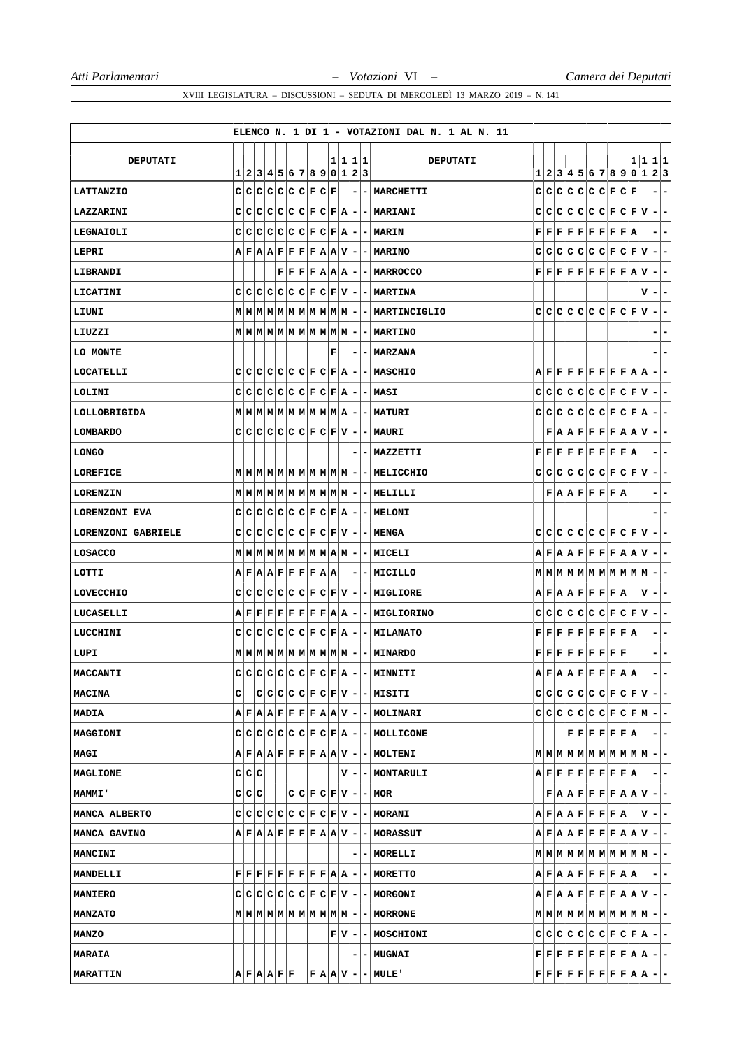ELENCO N. 1 DI 1 - VOTAZIONI DAL N. 1 AL N. 11

| DEPUTATI | 1 | 2 | 3 | 4 | 5 | 6 | 7 | 8 | 9 | 10 | 11 | 12 | 13 | DEPUTATI | 1 | 2 | 3 | 4 | 5 | 6 | 7 | 8 | 9 | 10 | 11 | 12 | 13 |
|---|---|---|---|---|---|---|---|---|---|---|---|---|---|---|---|---|---|---|---|---|---|---|---|---|---|---|---|
| LATTANZIO | C | C | C | C | C | C | C | F | C | F | | - | - | MARCHETTI | C | C | C | C | C | C | C | F | C | F | | - | - |
| LAZZARINI | C | C | C | C | C | C | C | F | C | F | A | - | - | MARIANI | C | C | C | C | C | C | C | F | C | F | V | - | - |
| LEGNAIOLI | C | C | C | C | C | C | C | F | C | F | A | - | - | MARIN | F | F | F | F | F | F | F | F | F | A | | - | - |
| LEPRI | A | F | A | A | F | F | F | F | A | A | V | - | - | MARINO | C | C | C | C | C | C | C | F | C | F | V | - | - |
| LIBRANDI | | | | | F | F | F | F | A | A | A | - | - | MARROCCO | F | F | F | F | F | F | F | F | F | A | V | - | - |
| LICATINI | C | C | C | C | C | C | C | F | C | F | V | - | - | MARTINA | | | | | | | | | | | V | - | - |
| LIUNI | M | M | M | M | M | M | M | M | M | M | M | - | - | MARTINCIGLIO | C | C | C | C | C | C | C | F | C | F | V | - | - |
| LIUZZI | M | M | M | M | M | M | M | M | M | M | M | - | - | MARTINO | | | | | | | | | | | | - | - |
| LO MONTE | | | | | | | | | | F | | - | - | MARZANA | | | | | | | | | | | | - | - |
| LOCATELLI | C | C | C | C | C | C | C | F | C | F | A | - | - | MASCHIO | A | F | F | F | F | F | F | F | F | A | A | - | - |
| LOLINI | C | C | C | C | C | C | C | F | C | F | A | - | - | MASI | C | C | C | C | C | C | C | F | C | F | V | - | - |
| LOLLOBRIGIDA | M | M | M | M | M | M | M | M | M | M | A | - | - | MATURI | C | C | C | C | C | C | C | F | C | F | A | - | - |
| LOMBARDO | C | C | C | C | C | C | C | F | C | F | V | - | - | MAURI | | F | A | A | F | F | F | F | A | A | V | - | - |
| LONGO | | | | | | | | | | | | - | - | MAZZETTI | F | F | F | F | F | F | F | F | F | A | | - | - |
| LOREFICE | M | M | M | M | M | M | M | M | M | M | M | - | - | MELICCHIO | C | C | C | C | C | C | C | F | C | F | V | - | - |
| LORENZIN | M | M | M | M | M | M | M | M | M | M | M | - | - | MELILLI | | F | A | A | F | F | F | F | A | | | - | - |
| LORENZONI EVA | C | C | C | C | C | C | C | F | C | F | A | - | - | MELONI | | | | | | | | | | | | - | - |
| LORENZONI GABRIELE | C | C | C | C | C | C | C | F | C | F | V | - | - | MENGA | C | C | C | C | C | C | C | F | C | F | V | - | - |
| LOSACCO | M | M | M | M | M | M | M | M | M | A | M | - | - | MICELI | A | F | A | A | F | F | F | F | A | A | V | - | - |
| LOTTI | A | F | A | A | F | F | F | F | A | A | | - | - | MICILLO | M | M | M | M | M | M | M | M | M | M | M | - | - |
| LOVECCHIO | C | C | C | C | C | C | C | F | C | F | V | - | - | MIGLIORE | A | F | A | A | F | F | F | F | A | | V | - | - |
| LUCASELLI | A | F | F | F | F | F | F | F | F | A | A | - | - | MIGLIORINO | C | C | C | C | C | C | C | F | C | F | V | - | - |
| LUCCHINI | C | C | C | C | C | C | C | F | C | F | A | - | - | MILANATO | F | F | F | F | F | F | F | F | F | A | | - | - |
| LUPI | M | M | M | M | M | M | M | M | M | M | M | - | - | MINARDO | F | F | F | F | F | F | F | F | F | | | - | - |
| MACCANTI | C | C | C | C | C | C | C | F | C | F | A | - | - | MINNITI | A | F | A | A | F | F | F | F | A | A | | - | - |
| MACINA | C | | C | C | C | C | C | F | C | F | V | - | - | MISITI | C | C | C | C | C | C | C | F | C | F | V | - | - |
| MADIA | A | F | A | A | F | F | F | F | A | A | V | - | - | MOLINARI | C | C | C | C | C | C | C | F | C | F | M | - | - |
| MAGGIONI | C | C | C | C | C | C | C | F | C | F | A | - | - | MOLLICONE | | | | F | F | F | F | F | F | A | | - | - |
| MAGI | A | F | A | A | F | F | F | F | A | A | V | - | - | MOLTENI | M | M | M | M | M | M | M | M | M | M | M | - | - |
| MAGLIONE | C | C | C | | | | | | | | V | - | - | MONTARULI | A | F | F | F | F | F | F | F | F | A | | - | - |
| MAMMI' | C | C | C | | | C | C | F | C | F | V | - | - | MOR | | F | A | A | F | F | F | F | A | A | V | - | - |
| MANCA ALBERTO | C | C | C | C | C | C | C | F | C | F | V | - | - | MORANI | A | F | A | A | F | F | F | F | A | | V | - | - |
| MANCA GAVINO | A | F | A | A | F | F | F | F | A | A | V | - | - | MORASSUT | A | F | A | A | F | F | F | F | A | A | V | - | - |
| MANCINI | | | | | | | | | | | | - | - | MORELLI | M | M | M | M | M | M | M | M | M | M | M | - | - |
| MANDELLI | F | F | F | F | F | F | F | F | F | A | A | - | - | MORETTO | A | F | A | A | F | F | F | F | A | A | | - | - |
| MANIERO | C | C | C | C | C | C | C | F | C | F | V | - | - | MORGONI | A | F | A | A | F | F | F | F | A | A | V | - | - |
| MANZATO | M | M | M | M | M | M | M | M | M | M | M | - | - | MORRONE | M | M | M | M | M | M | M | M | M | M | M | - | - |
| MANZO | | | | | | | | | | F | V | - | - | MOSCHIONI | C | C | C | C | C | C | C | F | C | F | A | - | - |
| MARAIA | | | | | | | | | | | | - | - | MUGNAI | F | F | F | F | F | F | F | F | F | A | A | - | - |
| MARATTIN | A | F | A | A | F | F | | F | A | A | V | - | - | MULE' | F | F | F | F | F | F | F | F | F | A | A | - | - |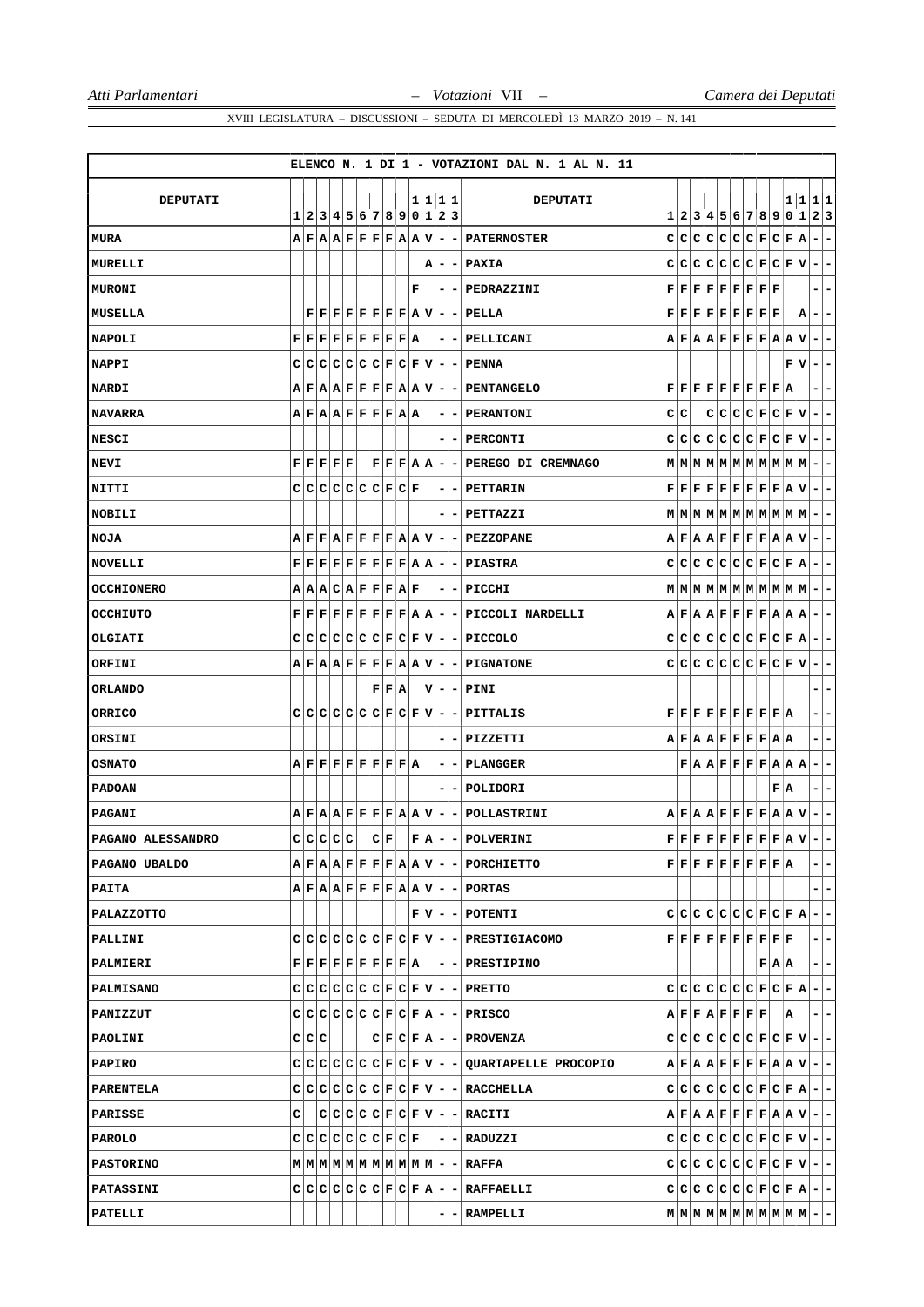**ELENCO N. 1 DI 1 - VOTAZIONI DAL N. 1 AL N. 11**

| DEPUTATI | 1 | 2 | 3 | 4 | 5 | 6 | 7 | 8 | 9 | 10 | 11 | 12 | 13 | DEPUTATI | 1 | 2 | 3 | 4 | 5 | 6 | 7 | 8 | 9 | 10 | 11 | 12 | 13 |
|---|---|---|---|---|---|---|---|---|---|---|---|---|---|---|---|---|---|---|---|---|---|---|---|---|---|---|---|
| MURA | A | F | A | A | F | F | F | F | A | A | V | - | - | PATERNOSTER | C | C | C | C | C | C | C | F | C | F | A | - | - |
| MURELLI | | | | | | | | | | | A | - | - | PAXIA | C | C | C | C | C | C | C | F | C | F | V | - | - |
| MURONI | | | | | | | | | | F | | - | - | PEDRAZZINI | F | F | F | F | F | F | F | F | F | | | - | - |
| MUSELLA | | F | F | F | F | F | F | F | F | A | V | - | - | PELLA | F | F | F | F | F | F | F | F | F | | A | - | - |
| NAPOLI | F | F | F | F | F | F | F | F | F | A | | - | - | PELLICANI | A | F | A | A | F | F | F | F | A | A | V | - | - |
| NAPPI | C | C | C | C | C | C | C | F | C | F | V | - | - | PENNA | | | | | | | | | | F | V | - | - |
| NARDI | A | F | A | A | F | F | F | F | A | A | V | - | - | PENTANGELO | F | F | F | F | F | F | F | F | F | A | | - | - |
| NAVARRA | A | F | A | A | F | F | F | F | A | A | | - | - | PERANTONI | C | C | | C | C | C | C | F | C | F | V | - | - |
| NESCI | | | | | | | | | | | | - | - | PERCONTI | C | C | C | C | C | C | C | F | C | F | V | - | - |
| NEVI | F | F | F | F | F | | F | F | F | A | A | - | - | PEREGO DI CREMNAGO | M | M | M | M | M | M | M | M | M | M | M | - | - |
| NITTI | C | C | C | C | C | C | C | F | C | F | | - | - | PETTARIN | F | F | F | F | F | F | F | F | F | A | V | - | - |
| NOBILI | | | | | | | | | | | | - | - | PETTAZZI | M | M | M | M | M | M | M | M | M | M | M | - | - |
| NOJA | A | F | F | A | F | F | F | F | A | A | V | - | - | PEZZOPANE | A | F | A | A | F | F | F | F | A | A | V | - | - |
| NOVELLI | F | F | F | F | F | F | F | F | F | A | A | - | - | PIASTRA | C | C | C | C | C | C | C | F | C | F | A | - | - |
| OCCHIONERO | A | A | A | C | A | F | F | F | A | F | | - | - | PICCHI | M | M | M | M | M | M | M | M | M | M | M | - | - |
| OCCHIUTO | F | F | F | F | F | F | F | F | F | A | A | - | - | PICCOLI NARDELLI | A | F | A | A | F | F | F | F | A | A | A | - | - |
| OLGIATI | C | C | C | C | C | C | C | F | C | F | V | - | - | PICCOLO | C | C | C | C | C | C | C | F | C | F | A | - | - |
| ORFINI | A | F | A | A | F | F | F | F | A | A | V | - | - | PIGNATONE | C | C | C | C | C | C | C | F | C | F | V | - | - |
| ORLANDO | | | | | | | F | F | A | | V | - | - | PINI | | | | | | | | | | | | - | - |
| ORRICO | C | C | C | C | C | C | C | F | C | F | V | - | - | PITTALIS | F | F | F | F | F | F | F | F | F | A | | - | - |
| ORSINI | | | | | | | | | | | | - | - | PIZZETTI | A | F | A | A | F | F | F | F | A | A | | - | - |
| OSNATO | A | F | F | F | F | F | F | F | F | A | | - | - | PLANGGER | | F | A | A | F | F | F | F | A | A | A | - | - |
| PADOAN | | | | | | | | | | | | - | - | POLIDORI | | | | | | | | | F | A | | - | - |
| PAGANI | A | F | A | A | F | F | F | F | A | A | V | - | - | POLLASTRINI | A | F | A | A | F | F | F | F | A | A | V | - | - |
| PAGANO ALESSANDRO | C | C | C | C | C | | C | F | | F | A | - | - | POLVERINI | F | F | F | F | F | F | F | F | F | A | V | - | - |
| PAGANO UBALDO | A | F | A | A | F | F | F | F | A | A | V | - | - | PORCHIETTO | F | F | F | F | F | F | F | F | F | A | | - | - |
| PAITA | A | F | A | A | F | F | F | F | A | A | V | - | - | PORTAS | | | | | | | | | | | | - | - |
| PALAZZOTTO | | | | | | | | | | F | V | - | - | POTENTI | C | C | C | C | C | C | C | F | C | F | A | - | - |
| PALLINI | C | C | C | C | C | C | C | F | C | F | V | - | - | PRESTIGIACOMO | F | F | F | F | F | F | F | F | F | F | | - | - |
| PALMIERI | F | F | F | F | F | F | F | F | F | A | | - | - | PRESTIPINO | | | | | | | | | F | A | A | - | - |
| PALMISANO | C | C | C | C | C | C | C | F | C | F | V | - | - | PRETTO | C | C | C | C | C | C | C | F | C | F | A | - | - |
| PANIZZUT | C | C | C | C | C | C | C | F | C | F | A | - | - | PRISCO | A | F | F | A | F | F | F | F | | | A | - | - |
| PAOLINI | C | C | C | | | | C | F | C | F | A | - | - | PROVENZA | C | C | C | C | C | C | C | F | C | F | V | - | - |
| PAPIRO | C | C | C | C | C | C | C | F | C | F | V | - | - | QUARTAPELLE PROCOPIO | A | F | A | A | F | F | F | F | A | A | V | - | - |
| PARENTELA | C | C | C | C | C | C | C | F | C | F | V | - | - | RACCHELLA | C | C | C | C | C | C | C | F | C | F | A | - | - |
| PARISSE | C | | C | C | C | C | C | F | C | F | V | - | - | RACITI | A | F | A | A | F | F | F | F | A | A | V | - | - |
| PAROLO | C | C | C | C | C | C | C | F | C | F | | - | - | RADUZZI | C | C | C | C | C | C | C | F | C | F | V | - | - |
| PASTORINO | M | M | M | M | M | M | M | M | M | M | M | - | - | RAFFA | C | C | C | C | C | C | C | F | C | F | V | - | - |
| PATASSINI | C | C | C | C | C | C | C | F | C | F | A | - | - | RAFFAELLI | C | C | C | C | C | C | C | F | C | F | A | - | - |
| PATELLI | | | | | | | | | | | | - | - | RAMPELLI | M | M | M | M | M | M | M | M | M | M | M | - | - |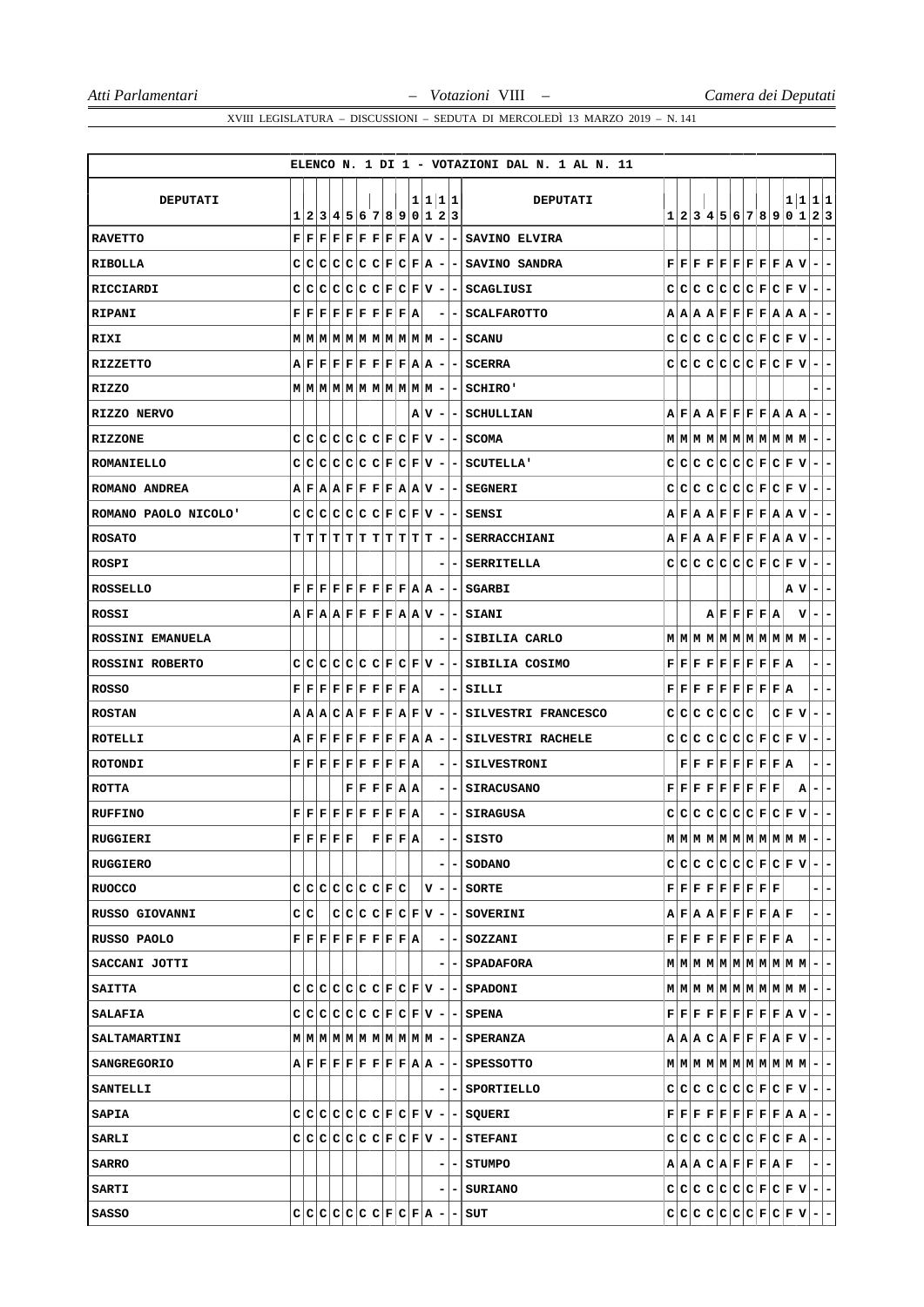ELENCO N. 1 DI 1 - VOTAZIONI DAL N. 1 AL N. 11

| DEPUTATI | 1 | 2 | 3 | 4 | 5 | 6 | 7 | 8 | 9 | 10 | 11 | 12 | 13 | DEPUTATI | 1 | 2 | 3 | 4 | 5 | 6 | 7 | 8 | 9 | 10 | 11 | 12 | 13 |
|---|---|---|---|---|---|---|---|---|---|---|---|---|---|---|---|---|---|---|---|---|---|---|---|---|---|---|---|
| RAVETTO | F | F | F | F | F | F | F | F | F | A | V | - | - | SAVINO ELVIRA | | | | | | | | | | | | - | - |
| RIBOLLA | C | C | C | C | C | C | C | F | C | F | A | - | - | SAVINO SANDRA | F | F | F | F | F | F | F | F | F | A | V | - | - |
| RICCIARDI | C | C | C | C | C | C | C | F | C | F | V | - | - | SCAGLIUSI | C | C | C | C | C | C | C | F | C | F | V | - | - |
| RIPANI | F | F | F | F | F | F | F | F | F | A | | - | - | SCALFAROTTO | A | A | A | A | F | F | F | F | A | A | A | - | - |
| RIXI | M | M | M | M | M | M | M | M | M | M | M | - | - | SCANU | C | C | C | C | C | C | C | F | C | F | V | - | - |
| RIZZETTO | A | F | F | F | F | F | F | F | F | A | A | - | - | SCERRA | C | C | C | C | C | C | C | F | C | F | V | - | - |
| RIZZO | M | M | M | M | M | M | M | M | M | M | M | - | - | SCHIRO' | | | | | | | | | | | | - | - |
| RIZZO NERVO | | | | | | | | | | A | V | - | - | SCHULLIAN | A | F | A | A | F | F | F | F | A | A | A | - | - |
| RIZZONE | C | C | C | C | C | C | C | F | C | F | V | - | - | SCOMA | M | M | M | M | M | M | M | M | M | M | M | - | - |
| ROMANIELLO | C | C | C | C | C | C | C | F | C | F | V | - | - | SCUTELLA' | C | C | C | C | C | C | C | F | C | F | V | - | - |
| ROMANO ANDREA | A | F | A | A | F | F | F | F | A | A | V | - | - | SEGNERI | C | C | C | C | C | C | C | F | C | F | V | - | - |
| ROMANO PAOLO NICOLO' | C | C | C | C | C | C | C | F | C | F | V | - | - | SENSI | A | F | A | A | F | F | F | F | A | A | V | - | - |
| ROSATO | T | T | T | T | T | T | T | T | T | T | T | - | - | SERRACCHIANI | A | F | A | A | F | F | F | F | A | A | V | - | - |
| ROSPI | | | | | | | | | | | | - | - | SERRITELLA | C | C | C | C | C | C | C | F | C | F | V | - | - |
| ROSSELLO | F | F | F | F | F | F | F | F | F | A | A | - | - | SGARBI | | | | | | | | | | A | V | - | - |
| ROSSI | A | F | A | A | F | F | F | F | A | A | V | - | - | SIANI | | | | A | F | F | F | F | A | | V | - | - |
| ROSSINI EMANUELA | | | | | | | | | | | | - | - | SIBILIA CARLO | M | M | M | M | M | M | M | M | M | M | M | - | - |
| ROSSINI ROBERTO | C | C | C | C | C | C | C | F | C | F | V | - | - | SIBILIA COSIMO | F | F | F | F | F | F | F | F | F | A | | - | - |
| ROSSO | F | F | F | F | F | F | F | F | F | A | | - | - | SILLI | F | F | F | F | F | F | F | F | F | A | | - | - |
| ROSTAN | A | A | A | C | A | F | F | F | A | F | V | - | - | SILVESTRI FRANCESCO | C | C | C | C | C | C | C | | C | F | V | - | - |
| ROTELLI | A | F | F | F | F | F | F | F | F | A | A | - | - | SILVESTRI RACHELE | C | C | C | C | C | C | C | F | C | F | V | - | - |
| ROTONDI | F | F | F | F | F | F | F | F | F | A | | - | - | SILVESTRONI | | F | F | F | F | F | F | F | F | A | | - | - |
| ROTTA | | | | | F | F | F | F | A | A | | - | - | SIRACUSANO | F | F | F | F | F | F | F | F | F | | A | - | - |
| RUFFINO | F | F | F | F | F | F | F | F | F | A | | - | - | SIRAGUSA | C | C | C | C | C | C | C | F | C | F | V | - | - |
| RUGGIERI | F | F | F | F | F | | F | F | F | A | | - | - | SISTO | M | M | M | M | M | M | M | M | M | M | M | - | - |
| RUGGIERO | | | | | | | | | | | | - | - | SODANO | C | C | C | C | C | C | C | F | C | F | V | - | - |
| RUOCCO | C | C | C | C | C | C | C | F | C | | V | - | - | SORTE | F | F | F | F | F | F | F | F | F | | | - | - |
| RUSSO GIOVANNI | C | C | | C | C | C | C | F | C | F | V | - | - | SOVERINI | A | F | A | A | F | F | F | F | A | F | | - | - |
| RUSSO PAOLO | F | F | F | F | F | F | F | F | F | A | | - | - | SOZZANI | F | F | F | F | F | F | F | F | F | A | | - | - |
| SACCANI JOTTI | | | | | | | | | | | | - | - | SPADAFORA | M | M | M | M | M | M | M | M | M | M | M | - | - |
| SAITTA | C | C | C | C | C | C | C | F | C | F | V | - | - | SPADONI | M | M | M | M | M | M | M | M | M | M | M | - | - |
| SALAFIA | C | C | C | C | C | C | C | F | C | F | V | - | - | SPENA | F | F | F | F | F | F | F | F | F | A | V | - | - |
| SALTAMARTINI | M | M | M | M | M | M | M | M | M | M | M | - | - | SPERANZA | A | A | A | C | A | F | F | F | A | F | V | - | - |
| SANGREGORIO | A | F | F | F | F | F | F | F | F | A | A | - | - | SPESSOTTO | M | M | M | M | M | M | M | M | M | M | M | - | - |
| SANTELLI | | | | | | | | | | | | - | - | SPORTIELLO | C | C | C | C | C | C | C | F | C | F | V | - | - |
| SAPIA | C | C | C | C | C | C | C | F | C | F | V | - | - | SQUERI | F | F | F | F | F | F | F | F | F | A | A | - | - |
| SARLI | C | C | C | C | C | C | C | F | C | F | V | - | - | STEFANI | C | C | C | C | C | C | C | F | C | F | A | - | - |
| SARRO | | | | | | | | | | | | - | - | STUMPO | A | A | A | C | A | F | F | F | A | F | | - | - |
| SARTI | | | | | | | | | | | | - | - | SURIANO | C | C | C | C | C | C | C | F | C | F | V | - | - |
| SASSO | C | C | C | C | C | C | C | F | C | F | A | - | - | SUT | C | C | C | C | C | C | C | F | C | F | V | - | - |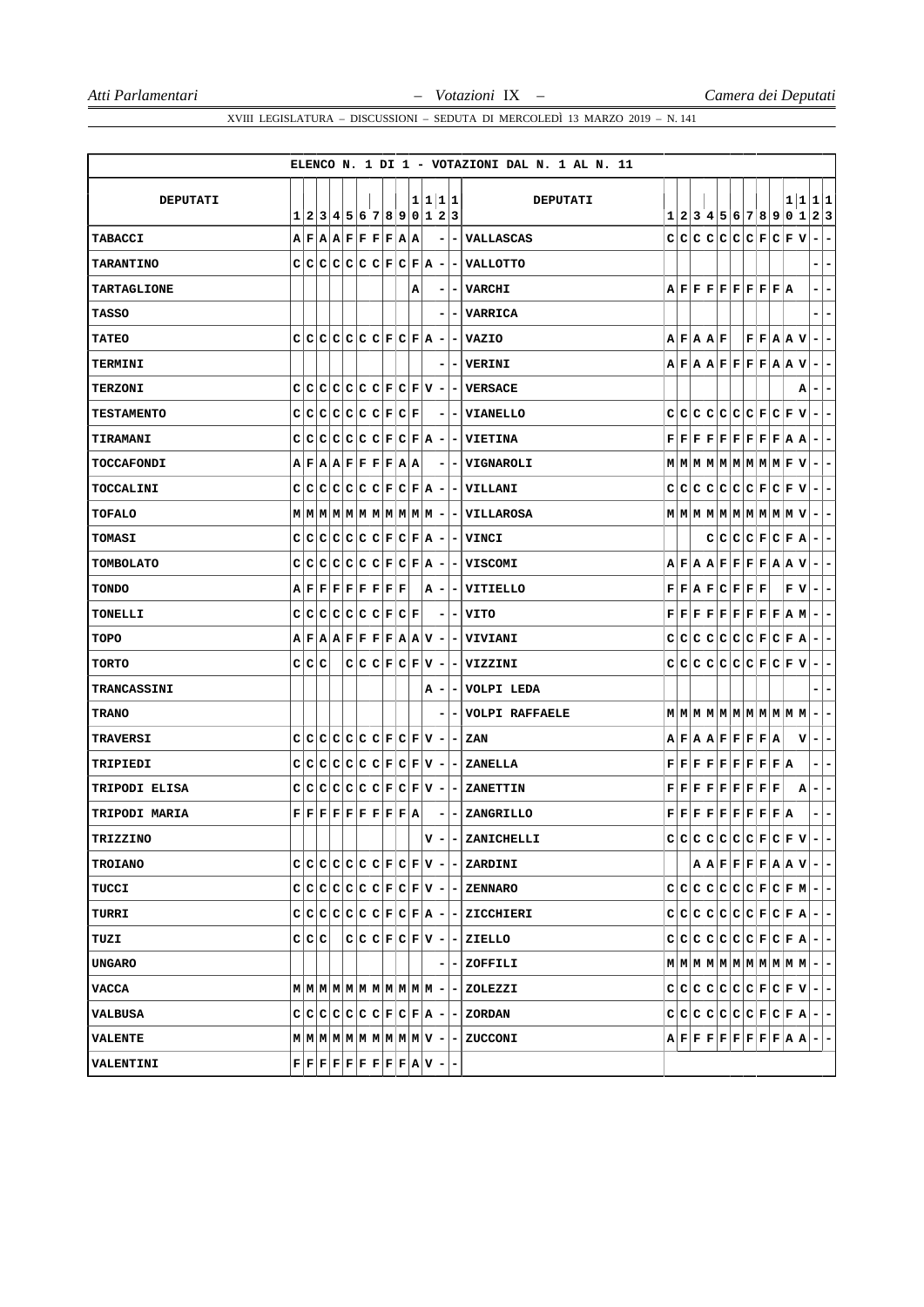ELENCO N. 1 DI 1 - VOTAZIONI DAL N. 1 AL N. 11

| DEPUTATI | 1 | 2 | 3 | 4 | 5 | 6 | 7 | 8 | 9 | 10 | 11 | 12 | 13 | DEPUTATI | 1 | 2 | 3 | 4 | 5 | 6 | 7 | 8 | 9 | 10 | 11 | 12 | 13 |
|---|---|---|---|---|---|---|---|---|---|---|---|---|---|---|---|---|---|---|---|---|---|---|---|---|---|---|---|
| TABACCI | A | F | A | A | F | F | F | F | A | A | | - | - | VALLASCAS | C | C | C | C | C | C | C | F | C | F | V | - | - |
| TARANTINO | C | C | C | C | C | C | C | F | C | F | A | - | - | VALLOTTO | | | | | | | | | | | | - | - |
| TARTAGLIONE | | | | | | | | | | A | | - | - | VARCHI | A | F | F | F | F | F | F | F | F | A | | - | - |
| TASSO | | | | | | | | | | | | - | - | VARRICA | | | | | | | | | | | | - | - |
| TATEO | C | C | C | C | C | C | C | F | C | F | A | - | - | VAZIO | A | F | A | A | F | | F | F | A | A | V | - | - |
| TERMINI | | | | | | | | | | | | - | - | VERINI | A | F | A | A | F | F | F | F | A | A | V | - | - |
| TERZONI | C | C | C | C | C | C | C | F | C | F | V | - | - | VERSACE | | | | | | | | | | | A | - | - |
| TESTAMENTO | C | C | C | C | C | C | C | F | C | F | | - | - | VIANELLO | C | C | C | C | C | C | C | F | C | F | V | - | - |
| TIRAMANI | C | C | C | C | C | C | C | F | C | F | A | - | - | VIETINA | F | F | F | F | F | F | F | F | F | A | A | - | - |
| TOCCAFONDI | A | F | A | A | F | F | F | F | A | A | | - | - | VIGNAROLI | M | M | M | M | M | M | M | M | M | F | V | - | - |
| TOCCALINI | C | C | C | C | C | C | C | F | C | F | A | - | - | VILLANI | C | C | C | C | C | C | C | F | C | F | V | - | - |
| TOFALO | M | M | M | M | M | M | M | M | M | M | M | - | - | VILLAROSA | M | M | M | M | M | M | M | M | M | M | V | - | - |
| TOMASI | C | C | C | C | C | C | C | F | C | F | A | - | - | VINCI | | | | C | C | C | C | F | C | F | A | - | - |
| TOMBOLATO | C | C | C | C | C | C | C | F | C | F | A | - | - | VISCOMI | A | F | A | A | F | F | F | F | A | A | V | - | - |
| TONDO | A | F | F | F | F | F | F | F | F | | A | - | - | VITIELLO | F | F | A | F | C | F | F | F | | F | V | - | - |
| TONELLI | C | C | C | C | C | C | C | F | C | F | | - | - | VITO | F | F | F | F | F | F | F | F | F | A | M | - | - |
| TOPO | A | F | A | A | F | F | F | F | A | A | V | - | - | VIVIANI | C | C | C | C | C | C | C | F | C | F | A | - | - |
| TORTO | C | C | C | | C | C | C | F | C | F | V | - | - | VIZZINI | C | C | C | C | C | C | C | F | C | F | V | - | - |
| TRANCASSINI | | | | | | | | | | | A | - | - | VOLPI LEDA | | | | | | | | | | | | - | - |
| TRANO | | | | | | | | | | | | - | - | VOLPI RAFFAELE | M | M | M | M | M | M | M | M | M | M | M | - | - |
| TRAVERSI | C | C | C | C | C | C | C | F | C | F | V | - | - | ZAN | A | F | A | A | F | F | F | F | A | | V | - | - |
| TRIPIEDI | C | C | C | C | C | C | C | F | C | F | V | - | - | ZANELLA | F | F | F | F | F | F | F | F | F | A | | - | - |
| TRIPODI ELISA | C | C | C | C | C | C | C | F | C | F | V | - | - | ZANETTIN | F | F | F | F | F | F | F | F | F | | A | - | - |
| TRIPODI MARIA | F | F | F | F | F | F | F | F | F | A | | - | - | ZANGRILLO | F | F | F | F | F | F | F | F | F | A | | - | - |
| TRIZZINO | | | | | | | | | | | V | - | - | ZANICHELLI | C | C | C | C | C | C | C | F | C | F | V | - | - |
| TROIANO | C | C | C | C | C | C | C | F | C | F | V | - | - | ZARDINI | | | A | A | F | F | F | F | A | A | V | - | - |
| TUCCI | C | C | C | C | C | C | C | F | C | F | V | - | - | ZENNARO | C | C | C | C | C | C | C | F | C | F | M | - | - |
| TURRI | C | C | C | C | C | C | C | F | C | F | A | - | - | ZICCHIERI | C | C | C | C | C | C | C | F | C | F | A | - | - |
| TUZI | C | C | C | | C | C | C | F | C | F | V | - | - | ZIELLO | C | C | C | C | C | C | C | F | C | F | A | - | - |
| UNGARO | | | | | | | | | | | | - | - | ZOFFILI | M | M | M | M | M | M | M | M | M | M | M | - | - |
| VACCA | M | M | M | M | M | M | M | M | M | M | M | - | - | ZOLEZZI | C | C | C | C | C | C | C | F | C | F | V | - | - |
| VALBUSA | C | C | C | C | C | C | C | F | C | F | A | - | - | ZORDAN | C | C | C | C | C | C | C | F | C | F | A | - | - |
| VALENTE | M | M | M | M | M | M | M | M | M | M | V | - | - | ZUCCONI | A | F | F | F | F | F | F | F | F | A | A | - | - |
| VALENTINI | F | F | F | F | F | F | F | F | F | A | V | - | - | | | | | | | | | | | | | | |